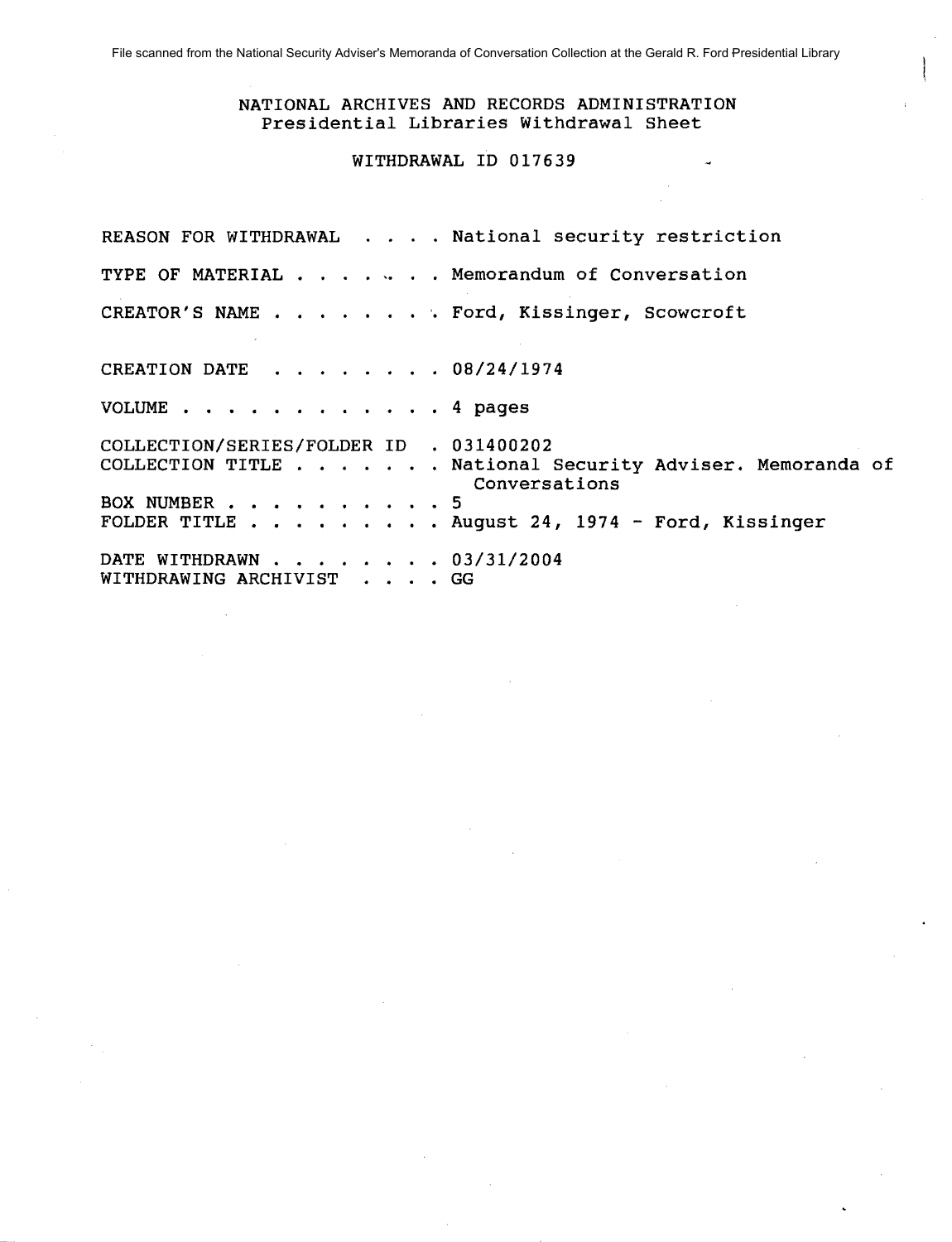File scanned from the National Security Adviser's Memoranda of Conversation Collection at the Gerald R. Ford Presidential Library

NATIONAL ARCHIVES AND RECORDS ADMINISTRATION
Presidential Libraries Withdrawal Sheet

WITHDRAWAL ID 017639

REASON FOR WITHDRAWAL . . . . National security restriction

TYPE OF MATERIAL . . . . . . . Memorandum of Conversation

CREATOR'S NAME . . . . . . . . Ford, Kissinger, Scowcroft

CREATION DATE . . . . . . . . 08/24/1974

VOLUME . . . . . . . . . . . . 4 pages

COLLECTION/SERIES/FOLDER ID . 031400202
COLLECTION TITLE . . . . . . . National Security Adviser. Memoranda of Conversations
BOX NUMBER . . . . . . . . . . 5
FOLDER TITLE . . . . . . . . . August 24, 1974 - Ford, Kissinger

DATE WITHDRAWN . . . . . . . . 03/31/2004
WITHDRAWING ARCHIVIST . . . . GG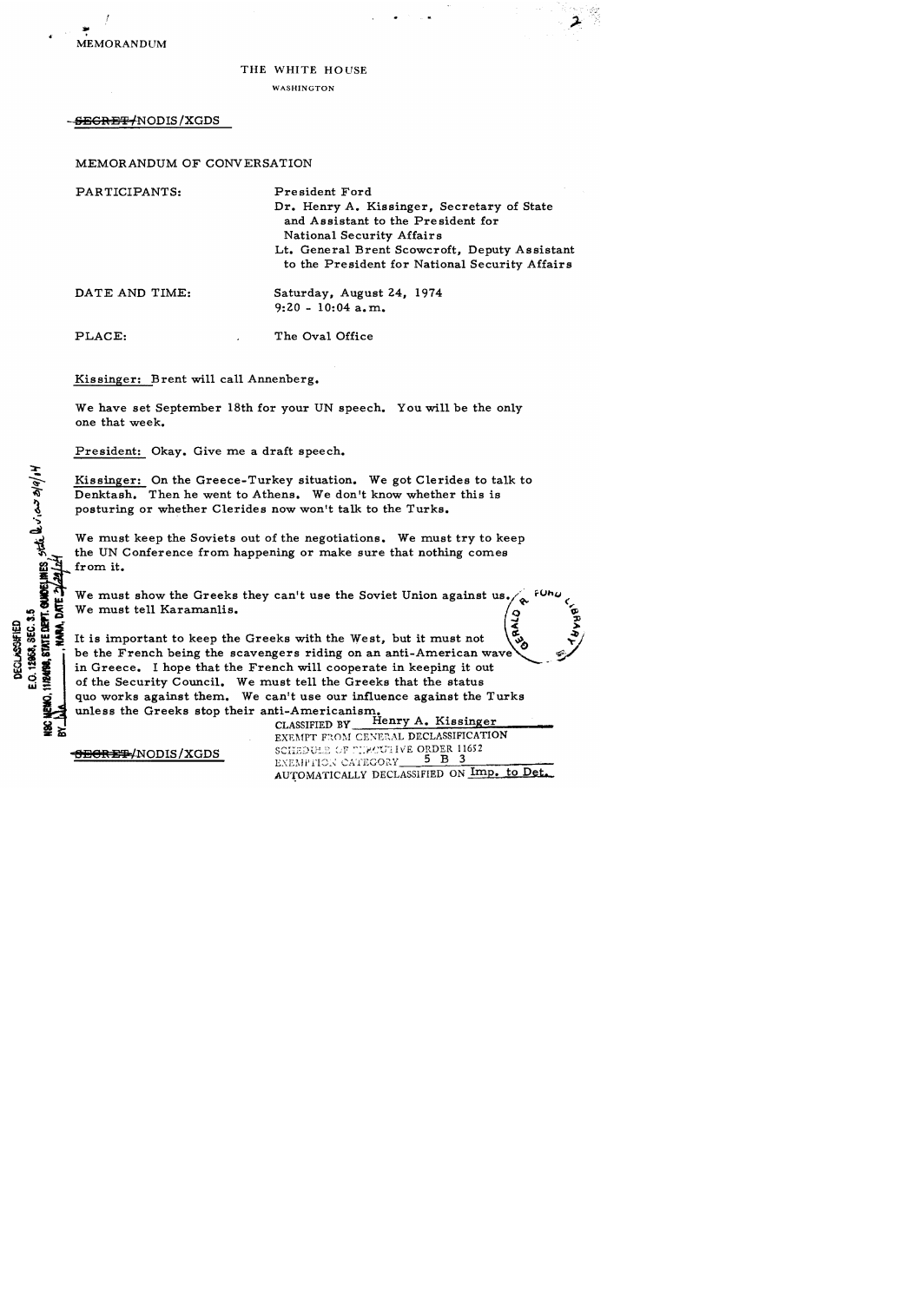MEMORANDUM

THE WHITE HOUSE

WASHINGTON

~~SECRET~~/NODIS/XGDS

MEMORANDUM OF CONVERSATION

| | |
|---|---|
| PARTICIPANTS: | President Ford<br>Dr. Henry A. Kissinger, Secretary of State and Assistant to the President for National Security Affairs<br>Lt. General Brent Scowcroft, Deputy Assistant to the President for National Security Affairs |
| DATE AND TIME: | Saturday, August 24, 1974<br>9:20 - 10:04 a.m. |
| PLACE: | The Oval Office |

Kissinger: Brent will call Annenberg.

We have set September 18th for your UN speech. You will be the only one that week.

President: Okay. Give me a draft speech.

Kissinger: On the Greece-Turkey situation. We got Clerides to talk to Denktash. Then he went to Athens. We don't know whether this is posturing or whether Clerides now won't talk to the Turks.

We must keep the Soviets out of the negotiations. We must try to keep the UN Conference from happening or make sure that nothing comes from it.

We must show the Greeks they can't use the Soviet Union against us. We must tell Karamanlis.

It is important to keep the Greeks with the West, but it must not be the French being the scavengers riding on an anti-American wave in Greece. I hope that the French will cooperate in keeping it out of the Security Council. We must tell the Greeks that the status quo works against them. We can't use our influence against the Turks unless the Greeks stop their anti-Americanism.

CLASSIFIED BY Henry A. Kissinger
EXEMPT FROM GENERAL DECLASSIFICATION
SCHEDULE OF EXECUTIVE ORDER 11652
EXEMPTION CATEGORY 5 B 3
AUTOMATICALLY DECLASSIFIED ON Imp. to Det.

~~SECRET~~/NODIS/XGDS

DECLASSIFIED
E.O. 12958, SEC. 3.5
NSC MEMO, 11/24/98, STATE DEPT. GUIDELINES, State Rev. 3/9/04
BY [illegible], NARA, DATE 3/29/04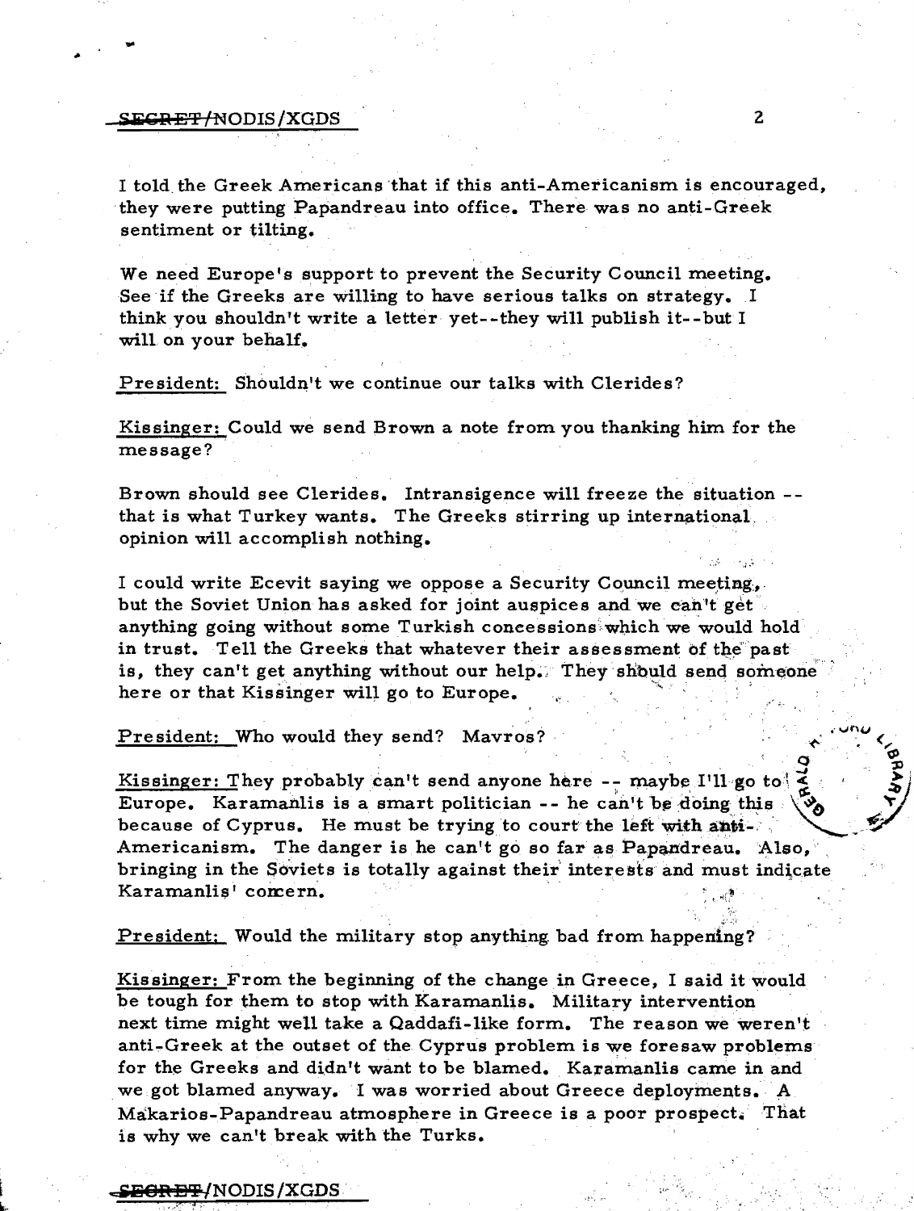I told the Greek Americans that if this anti-Americanism is encouraged, they were putting Papandreau into office. There was no anti-Greek sentiment or tilting.

We need Europe's support to prevent the Security Council meeting. See if the Greeks are willing to have serious talks on strategy. I think you shouldn't write a letter yet--they will publish it--but I will on your behalf.

President: Shouldn't we continue our talks with Clerides?

Kissinger: Could we send Brown a note from you thanking him for the message?

Brown should see Clerides. Intransigence will freeze the situation -- that is what Turkey wants. The Greeks stirring up international opinion will accomplish nothing.

I could write Ecevit saying we oppose a Security Council meeting, but the Soviet Union has asked for joint auspices and we can't get anything going without some Turkish concessions which we would hold in trust. Tell the Greeks that whatever their assessment of the past is, they can't get anything without our help. They should send someone here or that Kissinger will go to Europe.

President: Who would they send? Mavros?

Kissinger: They probably can't send anyone here -- maybe I'll go to Europe. Karamanlis is a smart politician -- he can't be doing this because of Cyprus. He must be trying to court the left with anti-Americanism. The danger is he can't go so far as Papandreau. Also, bringing in the Soviets is totally against their interests and must indicate Karamanlis' concern.

President: Would the military stop anything bad from happening?

Kissinger: From the beginning of the change in Greece, I said it would be tough for them to stop with Karamanlis. Military intervention next time might well take a Qaddafi-like form. The reason we weren't anti-Greek at the outset of the Cyprus problem is we foresaw problems for the Greeks and didn't want to be blamed. Karamanlis came in and we got blamed anyway. I was worried about Greece deployments. A Makarios-Papandreau atmosphere in Greece is a poor prospect. That is why we can't break with the Turks.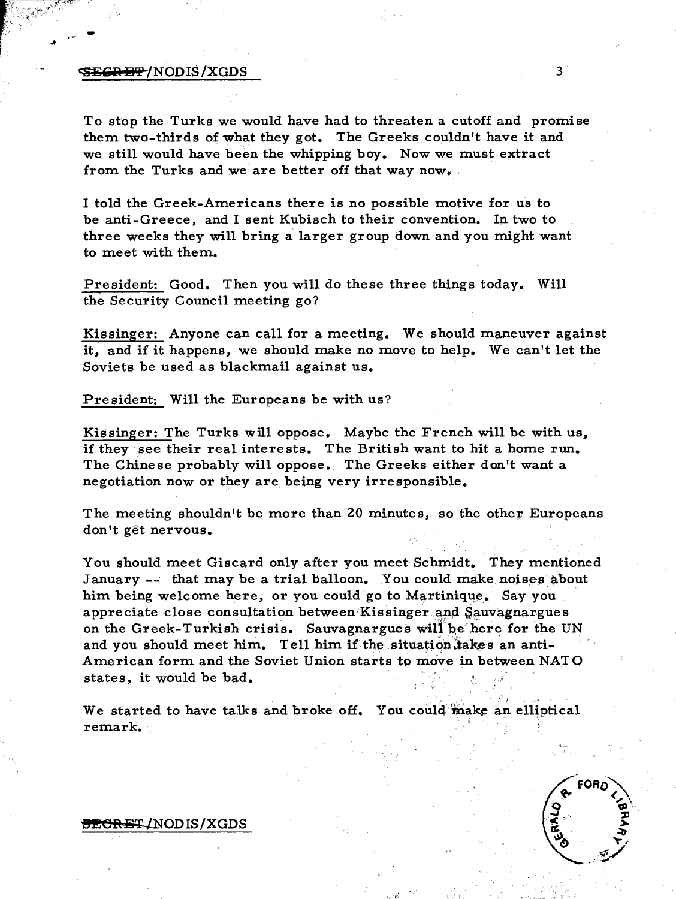To stop the Turks we would have had to threaten a cutoff and promise them two-thirds of what they got. The Greeks couldn't have it and we still would have been the whipping boy. Now we must extract from the Turks and we are better off that way now.

I told the Greek-Americans there is no possible motive for us to be anti-Greece, and I sent Kubisch to their convention. In two to three weeks they will bring a larger group down and you might want to meet with them.

President: Good. Then you will do these three things today. Will the Security Council meeting go?

Kissinger: Anyone can call for a meeting. We should maneuver against it, and if it happens, we should make no move to help. We can't let the Soviets be used as blackmail against us.

President: Will the Europeans be with us?

Kissinger: The Turks will oppose. Maybe the French will be with us, if they see their real interests. The British want to hit a home run. The Chinese probably will oppose. The Greeks either don't want a negotiation now or they are being very irresponsible.

The meeting shouldn't be more than 20 minutes, so the other Europeans don't get nervous.

You should meet Giscard only after you meet Schmidt. They mentioned January -- that may be a trial balloon. You could make noises about him being welcome here, or you could go to Martinique. Say you appreciate close consultation between Kissinger and Sauvagnargues on the Greek-Turkish crisis. Sauvagnargues will be here for the UN and you should meet him. Tell him if the situation takes an anti-American form and the Soviet Union starts to move in between NATO states, it would be bad.

We started to have talks and broke off. You could make an elliptical remark.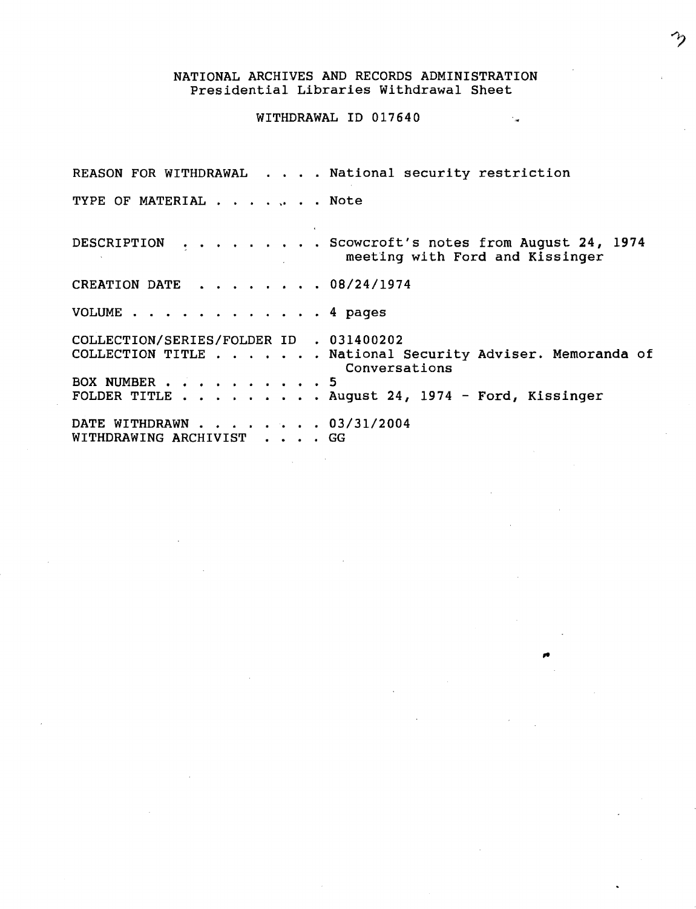# NATIONAL ARCHIVES AND RECORDS ADMINISTRATION
## Presidential Libraries Withdrawal Sheet

### WITHDRAWAL ID 017640

REASON FOR WITHDRAWAL . . . . National security restriction

TYPE OF MATERIAL . . . . . . . Note

DESCRIPTION . . . . . . . . . Scowcroft's notes from August 24, 1974 meeting with Ford and Kissinger

CREATION DATE . . . . . . . . 08/24/1974

VOLUME . . . . . . . . . . . . 4 pages

COLLECTION/SERIES/FOLDER ID . 031400202
COLLECTION TITLE . . . . . . . National Security Adviser. Memoranda of Conversations
BOX NUMBER . . . . . . . . . . 5
FOLDER TITLE . . . . . . . . . August 24, 1974 - Ford, Kissinger

DATE WITHDRAWN . . . . . . . . 03/31/2004
WITHDRAWING ARCHIVIST . . . . GG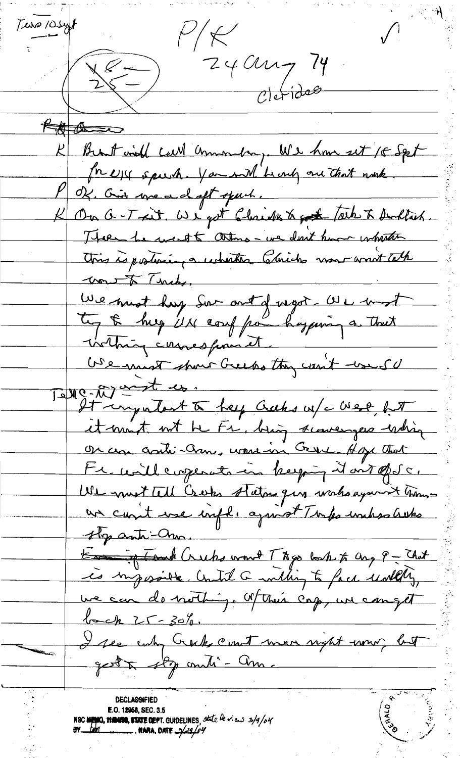Two 10 Sept

P/K

24 Aug 74

Clerides

(18 —
25 —)

~~P/K Ames~~

K Brandt will call Monday. We have set 18 Sept for UN speech. You will be only one that week.

P OK. Give me a draft speech.

K On G-T sit. We got Clerides to ~~go~~ talk to Denktash. Then he went to Athens – we don't know whether this is posturing or whether Clerides won't talk now to Turks.

We must keep Sov out of mgt. We must try to keep UN conf from happening so that nothing comes from it.

We must show Greeks they can't use SU against us.

Tell C-M

It important to keep Greeks w/ West, but it must not be Fr, being scavengers working on an anti-Amer. wave in Greece. Hope that Fr will cooperate in keeping it out of SC.

We must tell Greeks States guys works against them – we can't use infl. against Turks unless Greeks stop anti-Am.

~~Even if~~ Greeks want T to go back to Aug 9 – that is impossible. Until G willing to face reality, we can do nothing. W/ this cap, we can get back 25-30%.

I see why Greeks can't move right now, but got to stop anti-Am.

DECLASSIFIED
E.O. 12958, SEC. 3.5
NSC MEMO, 11/24/98, STATE DEPT. GUIDELINES, State Review 3/9/04
BY [initials], NARA, DATE 3/29/04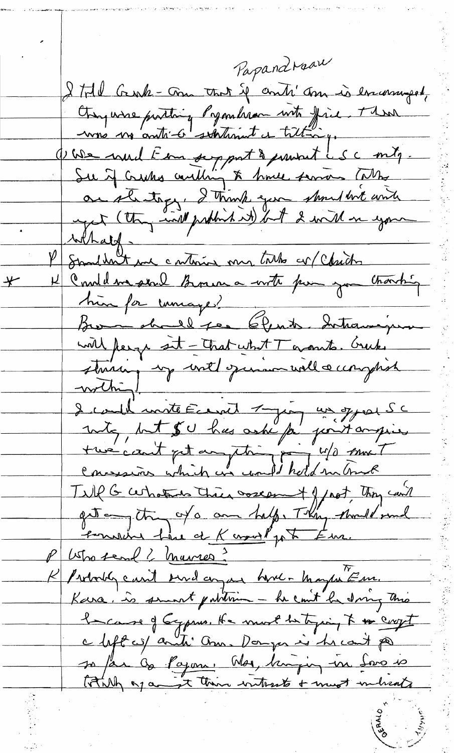Papandreou

I told Greek-Am that if anti-Am is encouraged, they were putting Papandreou into office. Then was no anti-G sentiment in telling.

() We need Em support & present c SC mtg. See if Greeks willing to have serious talks on strategy. I think you shouldn't write yet (they will publish it) but I will on your behalf.

P Shouldn't we continue our talks w/ Clerides

\* K Could we send Brown a note from you thanking him for courage?

Brown should see Clerides. Intransigence will perpetuate it — that what T wants. Greeks stirring up world opinion will accomplish nothing.

I could write Ecevit saying we oppose SC mtg, but $U has asked for joint approach + we can't get anything going w/o some T concessions which we would hold in Greek

Tell G whatever their occasion + if not, they can't get anything w/o our help. They should send someone here at K word get to Em.

P Who send? Mavros?

K Probably can't send anyone here — maybe Em.

Karamanlis is smart politician — he can't be doing this because of Cyprus. He must be trying to co-opt a left w/ anti-Am. Danger is he can't go so far as Papan. Also, bringing in Soviets is totally against their interests & must indicate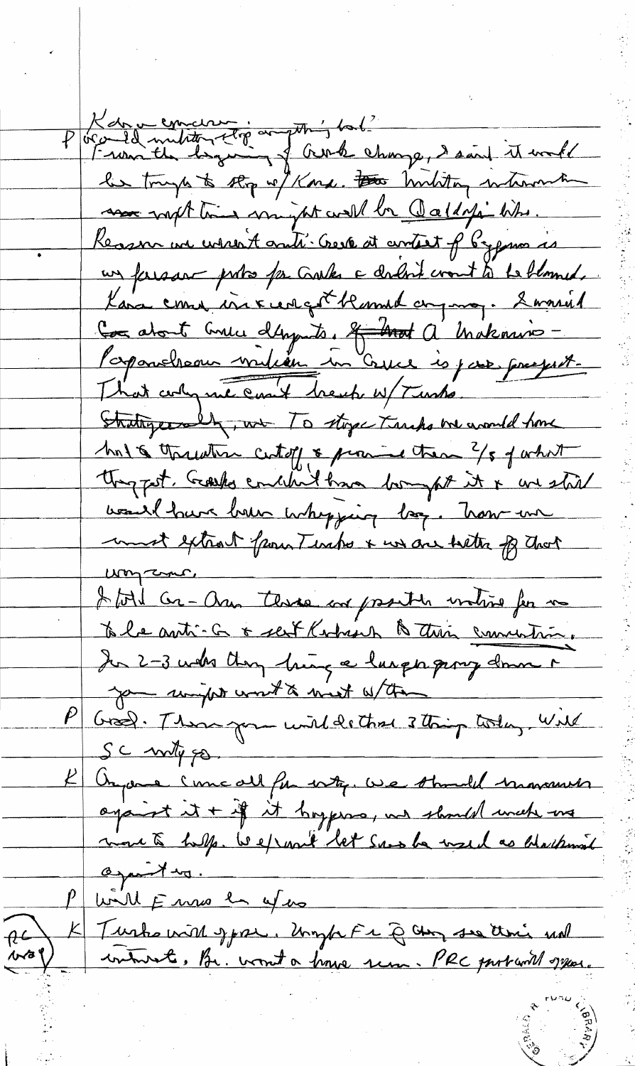Kara concern: anything but?

P Would military step anything but?

From the beginning of Greek change, I said it would be tough to stop w/ Kara. Military intervention most times might well be Qaddafi like.

Reason we weren't anti-Greek at outset of Cyprus is we foresaw problems for Greeks & didn't want to be blamed. Kara came in & we got blamed anyway. I worried about Greek disputes. A Makarios-Papandreou vision in Greece is fair prospect. That only we can't break w/ Turks.

Strategically, we To stop Turks we would have had to threaten cutoff & promise them 2/3 of what they got. Greeks couldn't have bought it & we still would have been whipping boy. Now we must extract from Turks & we are better off that way around.

I told Gr-Am these are possible motive for us to be anti-G & sent Kubisch to their convention. In 2-3 wks they bring a larger group down & you might want to meet w/ them.

P Good. Then you will do these 3 things today. Will SC meeting go.

K Anyone can call for mtg. We should maneuver against it & if it happens, we should make no move to help. We can't let SC be used as blackmail against us.

P Will E[?] be w/ us

K Turks will oppose. Maybe Fr & [?] they see their self interest. Br. won't a have view. PRC probably will oppose.

(PC way)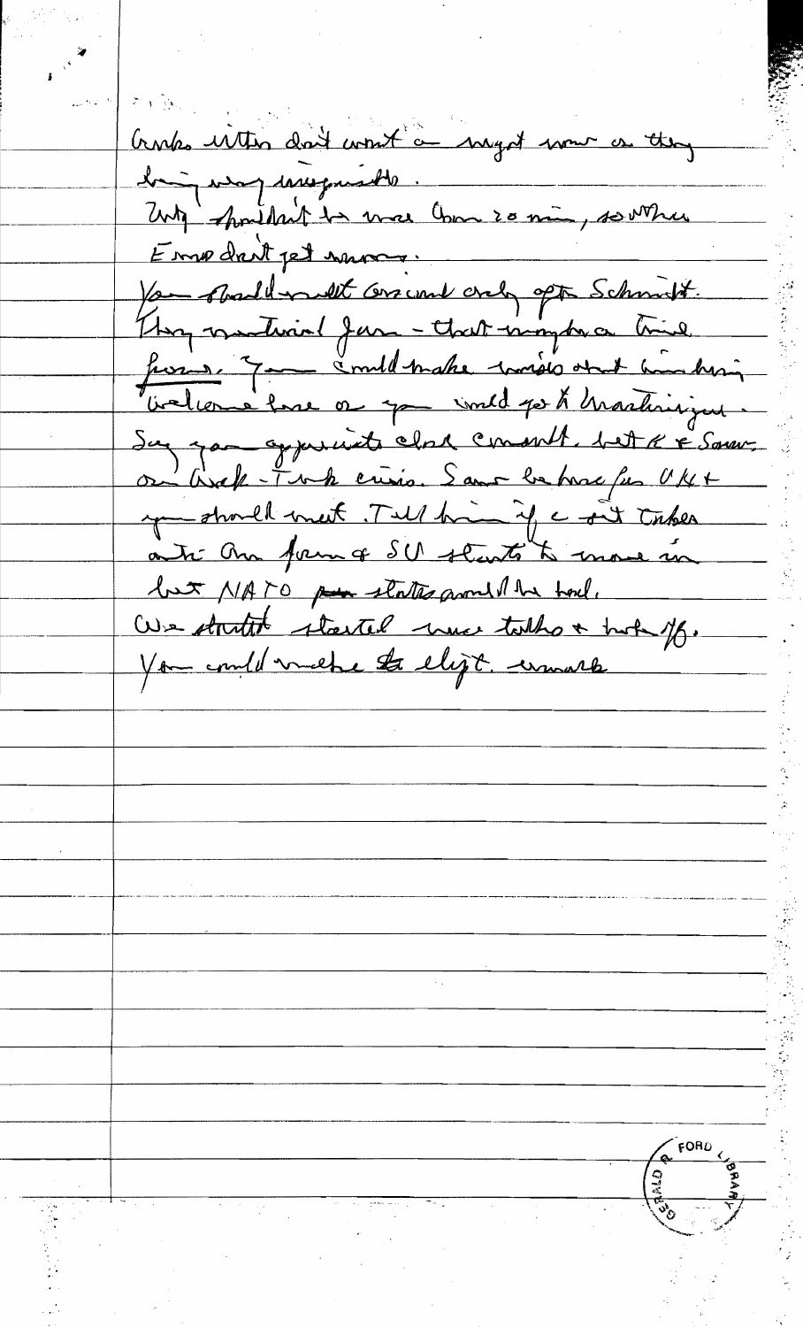Greeks either don't want a mtg now or they bring very inequitable.

Mtg shouldn't be more than 20 min, so others Emms don't get nervous.

You should meet Cosgrave only after Schmidt.

They mentioned Jan – that may be a time frame. You could make remarks about him being welcome here or you could go to Washington.

Say you appreciate close consult. betw R & Sauvag on Greek-Turk crisis. Sauv. be here for UK & you should meet. Tell him if a soft Tinker anti-Am form of SU starts to move in but NATO states would be hard.

We started started mve talks & hope 76.

You could make the Elizt. remark